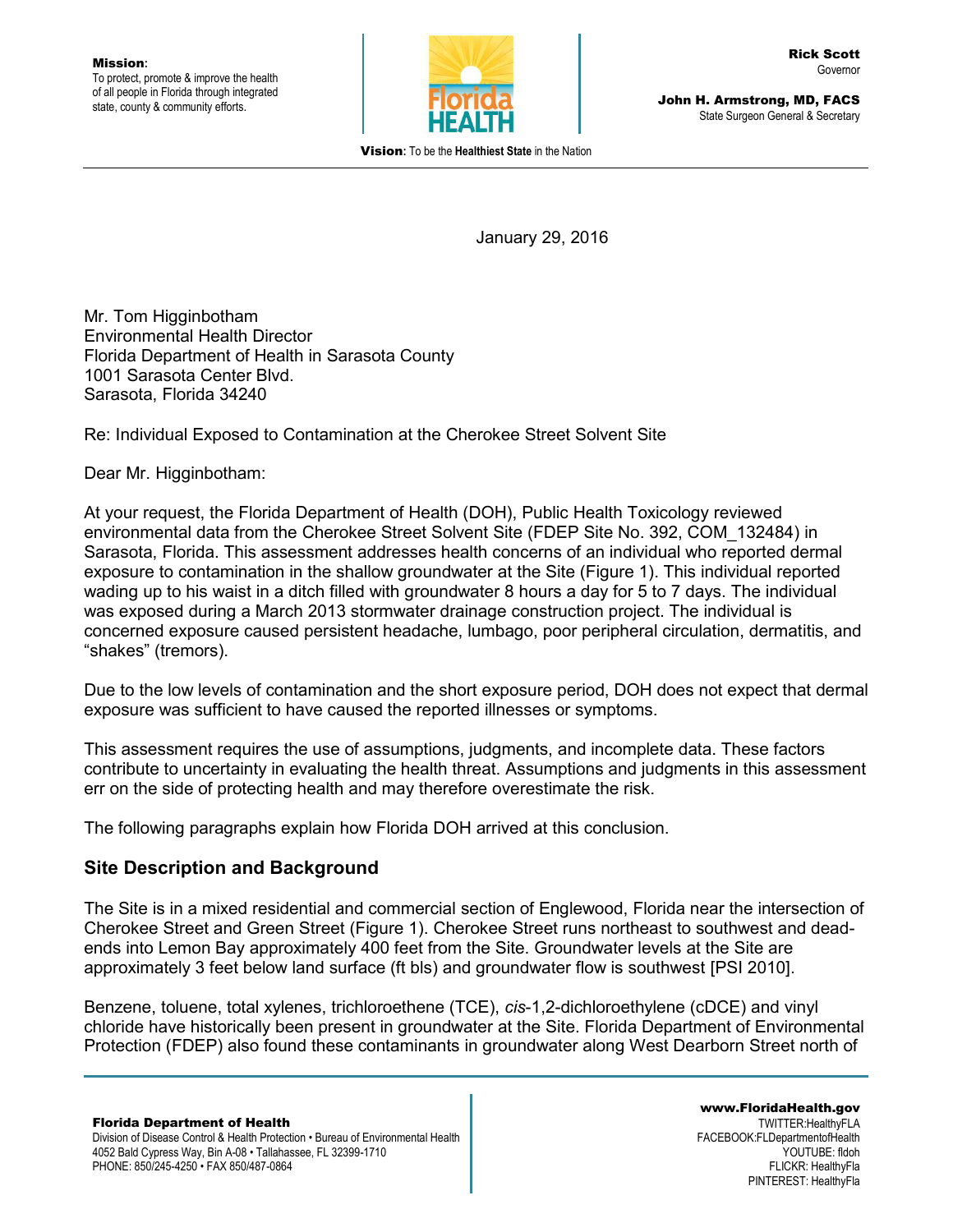**Mission**:
To protect, promote & improve the health of all people in Florida through integrated state, county & community efforts.

**Rick Scott**
Governor

**John H. Armstrong, MD, FACS**
State Surgeon General & Secretary

**Vision:** To be the **Healthiest State** in the Nation

January 29, 2016

Mr. Tom Higginbotham
Environmental Health Director
Florida Department of Health in Sarasota County
1001 Sarasota Center Blvd.
Sarasota, Florida 34240

Re: Individual Exposed to Contamination at the Cherokee Street Solvent Site

Dear Mr. Higginbotham:

At your request, the Florida Department of Health (DOH), Public Health Toxicology reviewed environmental data from the Cherokee Street Solvent Site (FDEP Site No. 392, COM_132484) in Sarasota, Florida. This assessment addresses health concerns of an individual who reported dermal exposure to contamination in the shallow groundwater at the Site (Figure 1). This individual reported wading up to his waist in a ditch filled with groundwater 8 hours a day for 5 to 7 days. The individual was exposed during a March 2013 stormwater drainage construction project. The individual is concerned exposure caused persistent headache, lumbago, poor peripheral circulation, dermatitis, and "shakes" (tremors).

Due to the low levels of contamination and the short exposure period, DOH does not expect that dermal exposure was sufficient to have caused the reported illnesses or symptoms.

This assessment requires the use of assumptions, judgments, and incomplete data. These factors contribute to uncertainty in evaluating the health threat. Assumptions and judgments in this assessment err on the side of protecting health and may therefore overestimate the risk.

The following paragraphs explain how Florida DOH arrived at this conclusion.

## Site Description and Background

The Site is in a mixed residential and commercial section of Englewood, Florida near the intersection of Cherokee Street and Green Street (Figure 1). Cherokee Street runs northeast to southwest and dead-ends into Lemon Bay approximately 400 feet from the Site. Groundwater levels at the Site are approximately 3 feet below land surface (ft bls) and groundwater flow is southwest [PSI 2010].

Benzene, toluene, total xylenes, trichloroethene (TCE), *cis*-1,2-dichloroethylene (cDCE) and vinyl chloride have historically been present in groundwater at the Site. Florida Department of Environmental Protection (FDEP) also found these contaminants in groundwater along West Dearborn Street north of

**Florida Department of Health**
Division of Disease Control & Health Protection • Bureau of Environmental Health
4052 Bald Cypress Way, Bin A-08 • Tallahassee, FL 32399-1710
PHONE: 850/245-4250 • FAX 850/487-0864

**www.FloridaHealth.gov**
TWITTER:HealthyFLA
FACEBOOK:FLDepartmentofHealth
YOUTUBE: fldoh
FLICKR: HealthyFla
PINTEREST: HealthyFla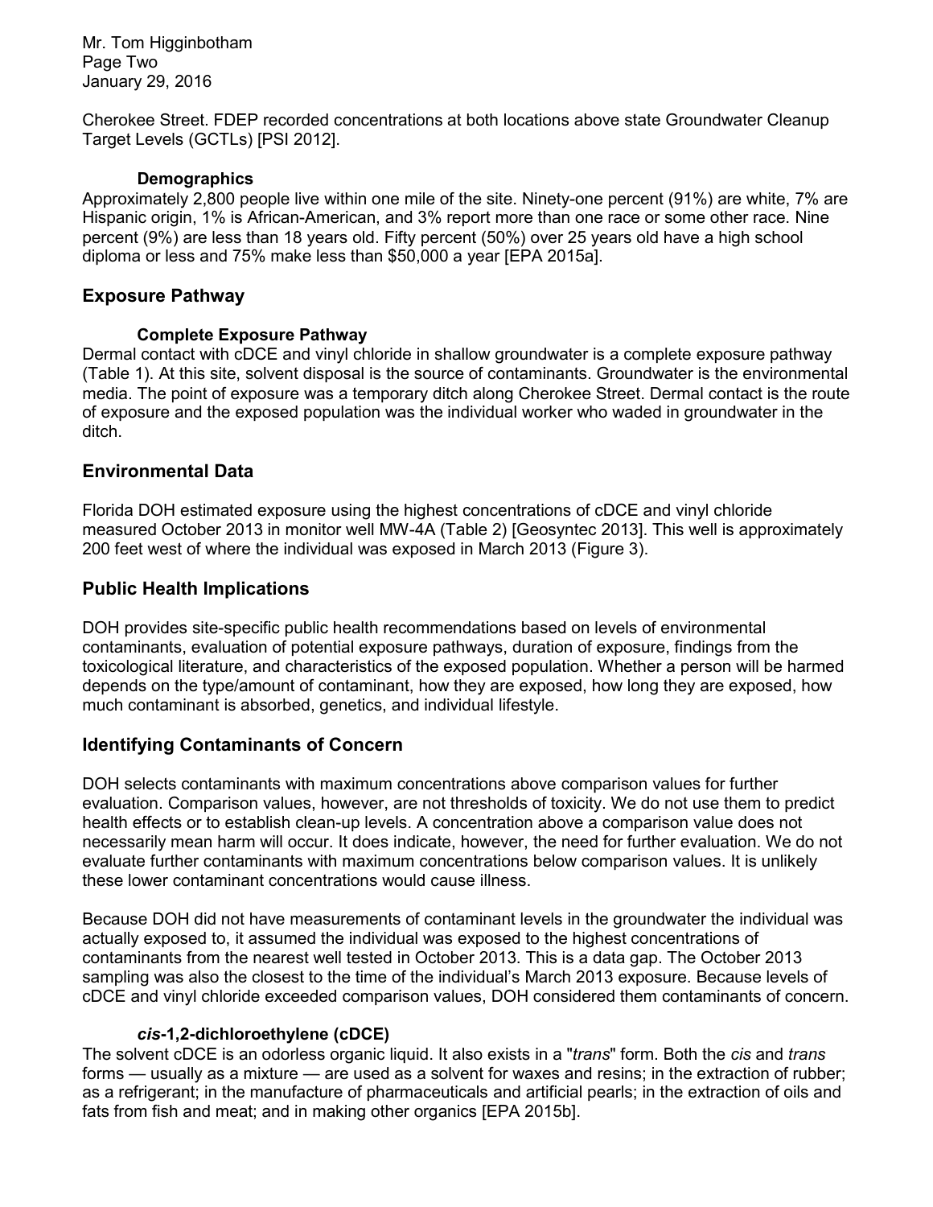Cherokee Street. FDEP recorded concentrations at both locations above state Groundwater Cleanup Target Levels (GCTLs) [PSI 2012].

### Demographics

Approximately 2,800 people live within one mile of the site. Ninety-one percent (91%) are white, 7% are Hispanic origin, 1% is African-American, and 3% report more than one race or some other race. Nine percent (9%) are less than 18 years old. Fifty percent (50%) over 25 years old have a high school diploma or less and 75% make less than $50,000 a year [EPA 2015a].

## Exposure Pathway

### Complete Exposure Pathway

Dermal contact with cDCE and vinyl chloride in shallow groundwater is a complete exposure pathway (Table 1). At this site, solvent disposal is the source of contaminants. Groundwater is the environmental media. The point of exposure was a temporary ditch along Cherokee Street. Dermal contact is the route of exposure and the exposed population was the individual worker who waded in groundwater in the ditch.

## Environmental Data

Florida DOH estimated exposure using the highest concentrations of cDCE and vinyl chloride measured October 2013 in monitor well MW-4A (Table 2) [Geosyntec 2013]. This well is approximately 200 feet west of where the individual was exposed in March 2013 (Figure 3).

## Public Health Implications

DOH provides site-specific public health recommendations based on levels of environmental contaminants, evaluation of potential exposure pathways, duration of exposure, findings from the toxicological literature, and characteristics of the exposed population. Whether a person will be harmed depends on the type/amount of contaminant, how they are exposed, how long they are exposed, how much contaminant is absorbed, genetics, and individual lifestyle.

## Identifying Contaminants of Concern

DOH selects contaminants with maximum concentrations above comparison values for further evaluation. Comparison values, however, are not thresholds of toxicity. We do not use them to predict health effects or to establish clean-up levels. A concentration above a comparison value does not necessarily mean harm will occur. It does indicate, however, the need for further evaluation. We do not evaluate further contaminants with maximum concentrations below comparison values. It is unlikely these lower contaminant concentrations would cause illness.

Because DOH did not have measurements of contaminant levels in the groundwater the individual was actually exposed to, it assumed the individual was exposed to the highest concentrations of contaminants from the nearest well tested in October 2013. This is a data gap. The October 2013 sampling was also the closest to the time of the individual's March 2013 exposure. Because levels of cDCE and vinyl chloride exceeded comparison values, DOH considered them contaminants of concern.

### *cis*-1,2-dichloroethylene (cDCE)

The solvent cDCE is an odorless organic liquid. It also exists in a "*trans*" form. Both the *cis* and *trans* forms — usually as a mixture — are used as a solvent for waxes and resins; in the extraction of rubber; as a refrigerant; in the manufacture of pharmaceuticals and artificial pearls; in the extraction of oils and fats from fish and meat; and in making other organics [EPA 2015b].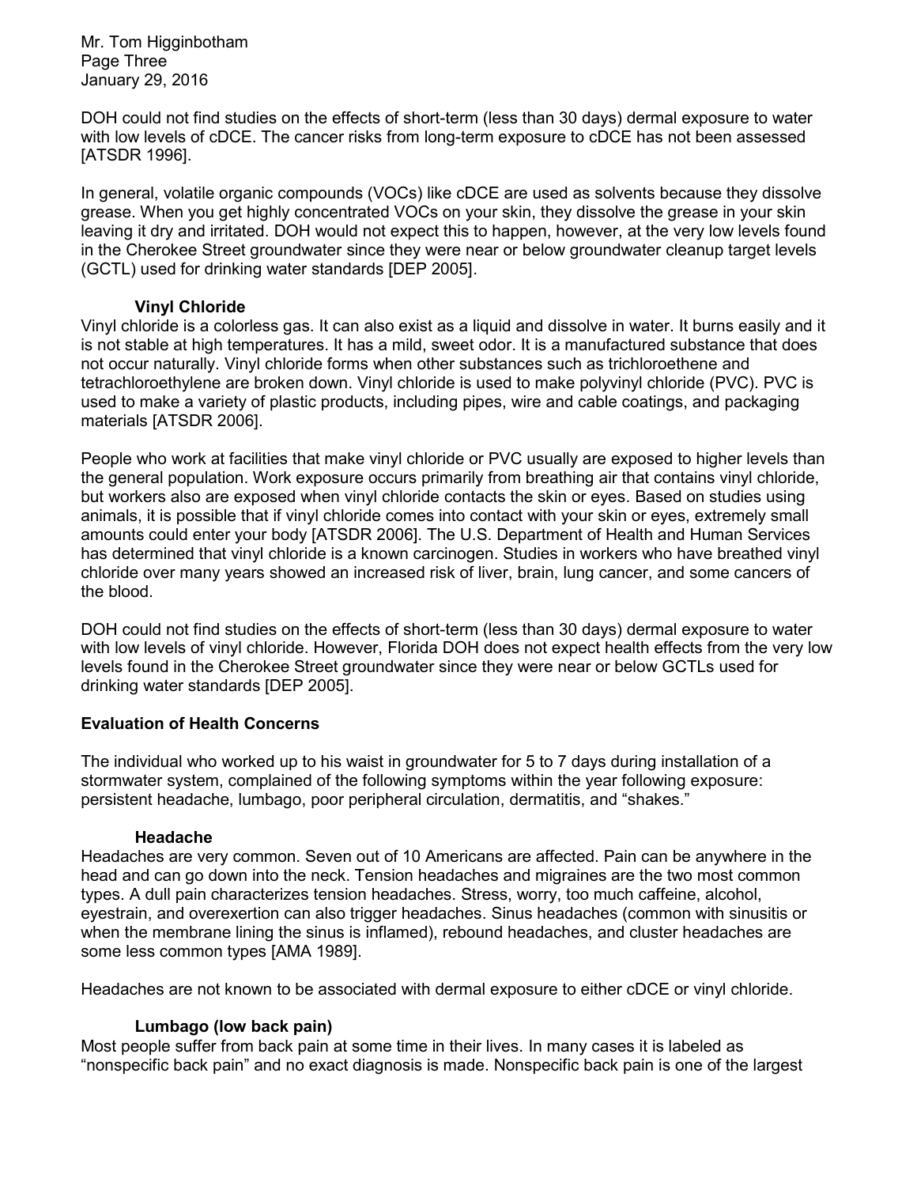DOH could not find studies on the effects of short-term (less than 30 days) dermal exposure to water with low levels of cDCE. The cancer risks from long-term exposure to cDCE has not been assessed [ATSDR 1996].

In general, volatile organic compounds (VOCs) like cDCE are used as solvents because they dissolve grease. When you get highly concentrated VOCs on your skin, they dissolve the grease in your skin leaving it dry and irritated. DOH would not expect this to happen, however, at the very low levels found in the Cherokee Street groundwater since they were near or below groundwater cleanup target levels (GCTL) used for drinking water standards [DEP 2005].

### Vinyl Chloride

Vinyl chloride is a colorless gas. It can also exist as a liquid and dissolve in water. It burns easily and it is not stable at high temperatures. It has a mild, sweet odor. It is a manufactured substance that does not occur naturally. Vinyl chloride forms when other substances such as trichloroethene and tetrachloroethylene are broken down. Vinyl chloride is used to make polyvinyl chloride (PVC). PVC is used to make a variety of plastic products, including pipes, wire and cable coatings, and packaging materials [ATSDR 2006].

People who work at facilities that make vinyl chloride or PVC usually are exposed to higher levels than the general population. Work exposure occurs primarily from breathing air that contains vinyl chloride, but workers also are exposed when vinyl chloride contacts the skin or eyes. Based on studies using animals, it is possible that if vinyl chloride comes into contact with your skin or eyes, extremely small amounts could enter your body [ATSDR 2006]. The U.S. Department of Health and Human Services has determined that vinyl chloride is a known carcinogen. Studies in workers who have breathed vinyl chloride over many years showed an increased risk of liver, brain, lung cancer, and some cancers of the blood.

DOH could not find studies on the effects of short-term (less than 30 days) dermal exposure to water with low levels of vinyl chloride. However, Florida DOH does not expect health effects from the very low levels found in the Cherokee Street groundwater since they were near or below GCTLs used for drinking water standards [DEP 2005].

## Evaluation of Health Concerns

The individual who worked up to his waist in groundwater for 5 to 7 days during installation of a stormwater system, complained of the following symptoms within the year following exposure: persistent headache, lumbago, poor peripheral circulation, dermatitis, and "shakes."

### Headache

Headaches are very common. Seven out of 10 Americans are affected. Pain can be anywhere in the head and can go down into the neck. Tension headaches and migraines are the two most common types. A dull pain characterizes tension headaches. Stress, worry, too much caffeine, alcohol, eyestrain, and overexertion can also trigger headaches. Sinus headaches (common with sinusitis or when the membrane lining the sinus is inflamed), rebound headaches, and cluster headaches are some less common types [AMA 1989].

Headaches are not known to be associated with dermal exposure to either cDCE or vinyl chloride.

### Lumbago (low back pain)

Most people suffer from back pain at some time in their lives. In many cases it is labeled as "nonspecific back pain" and no exact diagnosis is made. Nonspecific back pain is one of the largest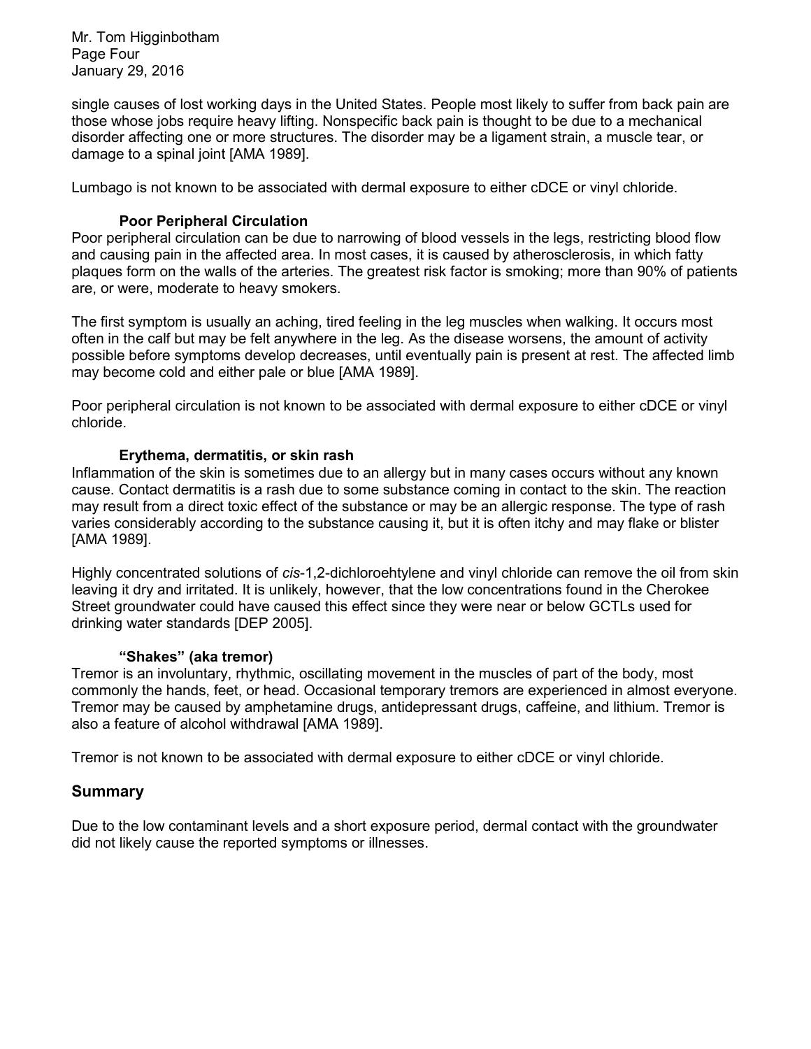single causes of lost working days in the United States. People most likely to suffer from back pain are those whose jobs require heavy lifting. Nonspecific back pain is thought to be due to a mechanical disorder affecting one or more structures. The disorder may be a ligament strain, a muscle tear, or damage to a spinal joint [AMA 1989].

Lumbago is not known to be associated with dermal exposure to either cDCE or vinyl chloride.

### Poor Peripheral Circulation

Poor peripheral circulation can be due to narrowing of blood vessels in the legs, restricting blood flow and causing pain in the affected area. In most cases, it is caused by atherosclerosis, in which fatty plaques form on the walls of the arteries. The greatest risk factor is smoking; more than 90% of patients are, or were, moderate to heavy smokers.

The first symptom is usually an aching, tired feeling in the leg muscles when walking. It occurs most often in the calf but may be felt anywhere in the leg. As the disease worsens, the amount of activity possible before symptoms develop decreases, until eventually pain is present at rest. The affected limb may become cold and either pale or blue [AMA 1989].

Poor peripheral circulation is not known to be associated with dermal exposure to either cDCE or vinyl chloride.

### Erythema, dermatitis, or skin rash

Inflammation of the skin is sometimes due to an allergy but in many cases occurs without any known cause. Contact dermatitis is a rash due to some substance coming in contact to the skin. The reaction may result from a direct toxic effect of the substance or may be an allergic response. The type of rash varies considerably according to the substance causing it, but it is often itchy and may flake or blister [AMA 1989].

Highly concentrated solutions of *cis*-1,2-dichloroehtylene and vinyl chloride can remove the oil from skin leaving it dry and irritated. It is unlikely, however, that the low concentrations found in the Cherokee Street groundwater could have caused this effect since they were near or below GCTLs used for drinking water standards [DEP 2005].

### "Shakes" (aka tremor)

Tremor is an involuntary, rhythmic, oscillating movement in the muscles of part of the body, most commonly the hands, feet, or head. Occasional temporary tremors are experienced in almost everyone. Tremor may be caused by amphetamine drugs, antidepressant drugs, caffeine, and lithium. Tremor is also a feature of alcohol withdrawal [AMA 1989].

Tremor is not known to be associated with dermal exposure to either cDCE or vinyl chloride.

## Summary

Due to the low contaminant levels and a short exposure period, dermal contact with the groundwater did not likely cause the reported symptoms or illnesses.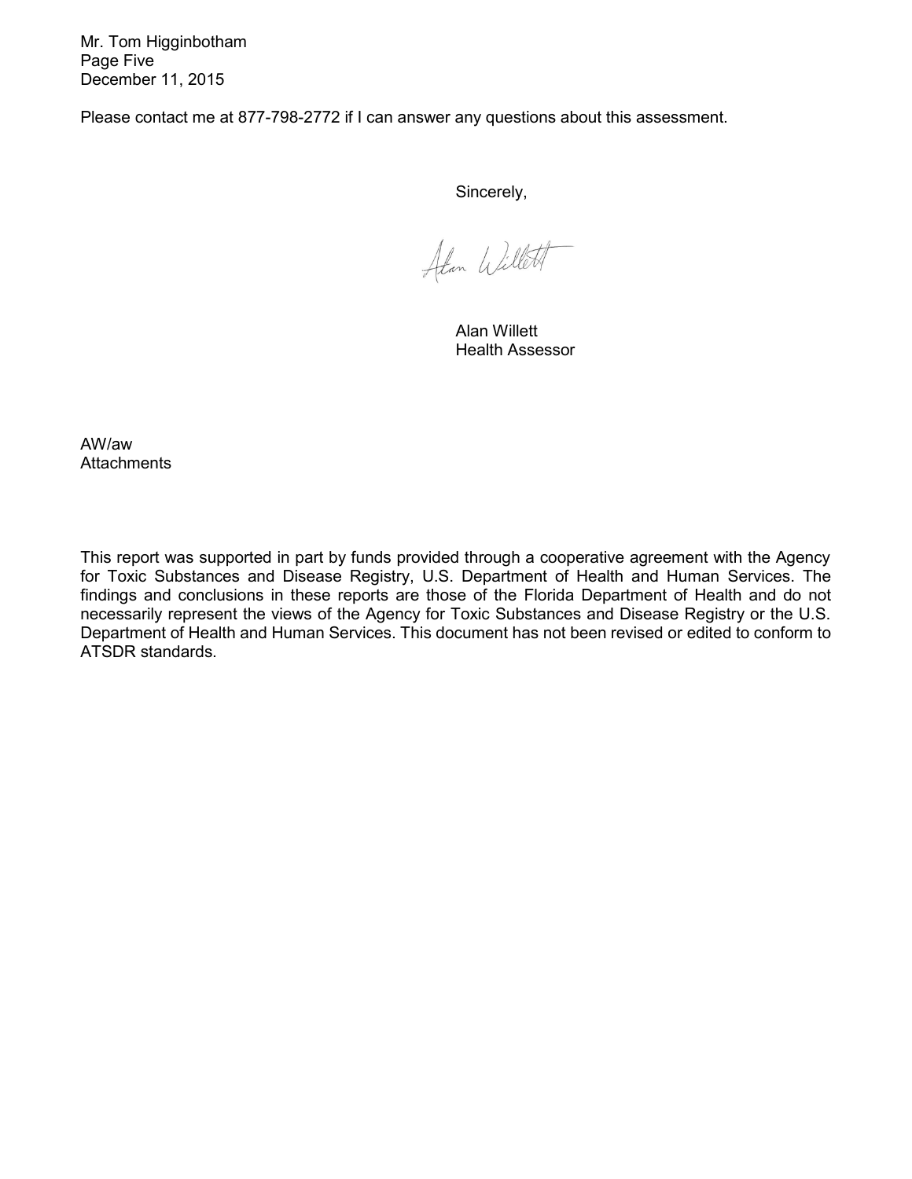Mr. Tom Higginbotham
Page Five
December 11, 2015

Please contact me at 877-798-2772 if I can answer any questions about this assessment.

Sincerely,

Alan Willett

Alan Willett
Health Assessor

AW/aw
Attachments

This report was supported in part by funds provided through a cooperative agreement with the Agency for Toxic Substances and Disease Registry, U.S. Department of Health and Human Services. The findings and conclusions in these reports are those of the Florida Department of Health and do not necessarily represent the views of the Agency for Toxic Substances and Disease Registry or the U.S. Department of Health and Human Services. This document has not been revised or edited to conform to ATSDR standards.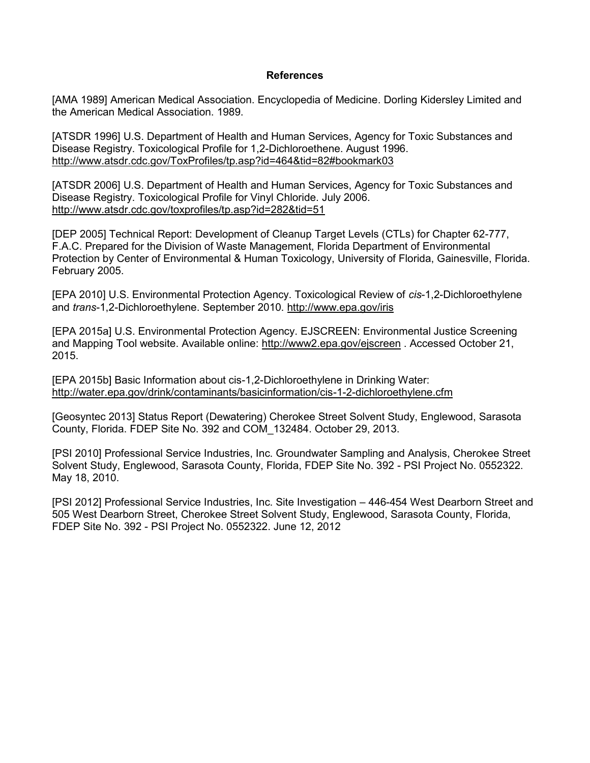## References

[AMA 1989] American Medical Association. Encyclopedia of Medicine. Dorling Kidersley Limited and the American Medical Association. 1989.

[ATSDR 1996] U.S. Department of Health and Human Services, Agency for Toxic Substances and Disease Registry. Toxicological Profile for 1,2-Dichloroethene. August 1996. http://www.atsdr.cdc.gov/ToxProfiles/tp.asp?id=464&tid=82#bookmark03

[ATSDR 2006] U.S. Department of Health and Human Services, Agency for Toxic Substances and Disease Registry. Toxicological Profile for Vinyl Chloride. July 2006. http://www.atsdr.cdc.gov/toxprofiles/tp.asp?id=282&tid=51

[DEP 2005] Technical Report: Development of Cleanup Target Levels (CTLs) for Chapter 62-777, F.A.C. Prepared for the Division of Waste Management, Florida Department of Environmental Protection by Center of Environmental & Human Toxicology, University of Florida, Gainesville, Florida. February 2005.

[EPA 2010] U.S. Environmental Protection Agency. Toxicological Review of *cis*-1,2-Dichloroethylene and *trans*-1,2-Dichloroethylene. September 2010. http://www.epa.gov/iris

[EPA 2015a] U.S. Environmental Protection Agency. EJSCREEN: Environmental Justice Screening and Mapping Tool website. Available online: http://www2.epa.gov/ejscreen . Accessed October 21, 2015.

[EPA 2015b] Basic Information about cis-1,2-Dichloroethylene in Drinking Water: http://water.epa.gov/drink/contaminants/basicinformation/cis-1-2-dichloroethylene.cfm

[Geosyntec 2013] Status Report (Dewatering) Cherokee Street Solvent Study, Englewood, Sarasota County, Florida. FDEP Site No. 392 and COM_132484. October 29, 2013.

[PSI 2010] Professional Service Industries, Inc. Groundwater Sampling and Analysis, Cherokee Street Solvent Study, Englewood, Sarasota County, Florida, FDEP Site No. 392 - PSI Project No. 0552322. May 18, 2010.

[PSI 2012] Professional Service Industries, Inc. Site Investigation – 446-454 West Dearborn Street and 505 West Dearborn Street, Cherokee Street Solvent Study, Englewood, Sarasota County, Florida, FDEP Site No. 392 - PSI Project No. 0552322. June 12, 2012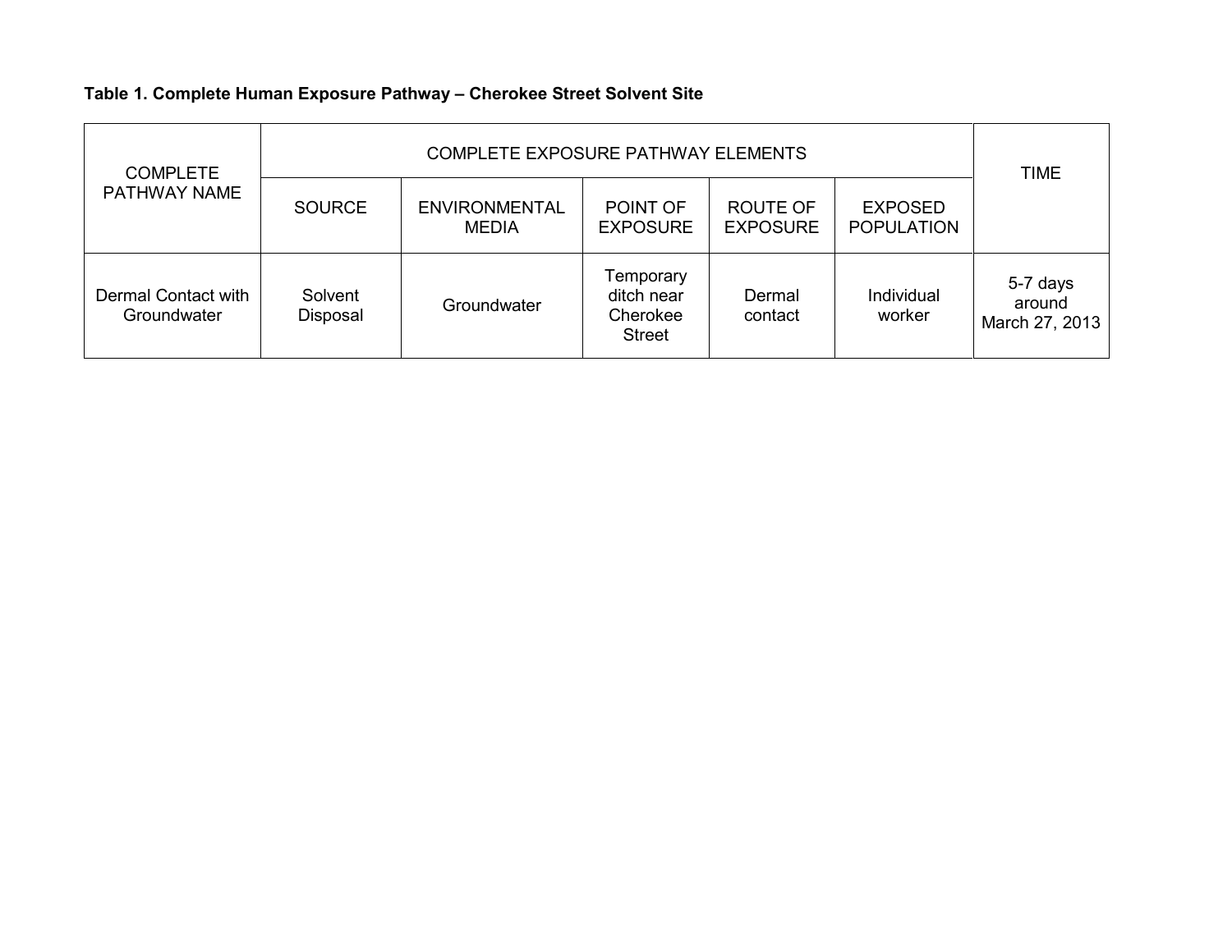**Table 1. Complete Human Exposure Pathway – Cherokee Street Solvent Site**

| COMPLETE PATHWAY NAME | COMPLETE EXPOSURE PATHWAY ELEMENTS | | | | | TIME |
|---|---|---|---|---|---|---|
| | SOURCE | ENVIRONMENTAL MEDIA | POINT OF EXPOSURE | ROUTE OF EXPOSURE | EXPOSED POPULATION | |
| Dermal Contact with Groundwater | Solvent Disposal | Groundwater | Temporary ditch near Cherokee Street | Dermal contact | Individual worker | 5-7 days around March 27, 2013 |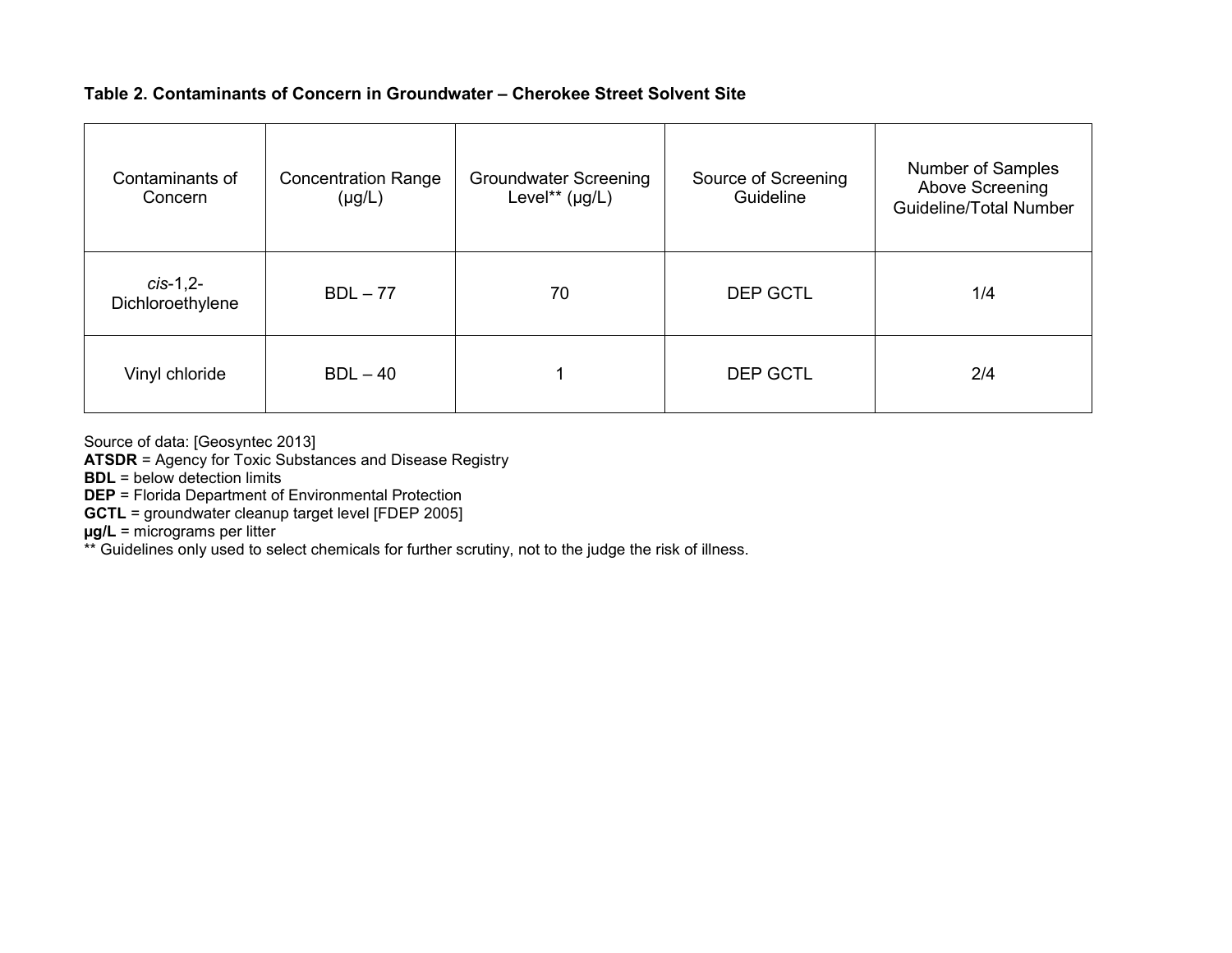**Table 2. Contaminants of Concern in Groundwater – Cherokee Street Solvent Site**

| Contaminants of Concern | Concentration Range (µg/L) | Groundwater Screening Level** (µg/L) | Source of Screening Guideline | Number of Samples Above Screening Guideline/Total Number |
|---|---|---|---|---|
| *cis*-1,2-Dichloroethylene | BDL – 77 | 70 | DEP GCTL | 1/4 |
| Vinyl chloride | BDL – 40 | 1 | DEP GCTL | 2/4 |

Source of data: [Geosyntec 2013]
**ATSDR** = Agency for Toxic Substances and Disease Registry
**BDL** = below detection limits
**DEP** = Florida Department of Environmental Protection
**GCTL** = groundwater cleanup target level [FDEP 2005]
**µg/L** = micrograms per litter
** Guidelines only used to select chemicals for further scrutiny, not to the judge the risk of illness.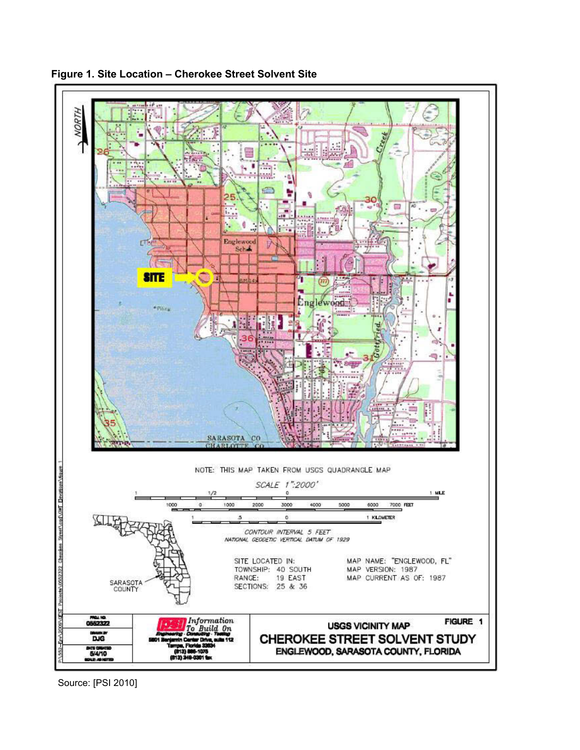**Figure 1. Site Location – Cherokee Street Solvent Site**

NOTE: THIS MAP TAKEN FROM USGS QUADRANGLE MAP

SCALE 1":2000'

CONTOUR INTERVAL 5 FEET
NATIONAL GEODETIC VERTICAL DATUM OF 1929

SITE LOCATED IN:
TOWNSHIP: 40 SOUTH
RANGE: 19 EAST
SECTIONS: 25 & 36

MAP NAME: "ENGLEWOOD, FL"
MAP VERSION: 1987
MAP CURRENT AS OF: 1987

SARASOTA COUNTY

PROJ. NO. 0552322
DRAWN BY DJG
DATE CREATED 5/4/10
SCALE: AS NOTED

PSI Information To Build On
Engineering · Consulting · Testing
5801 Benjamin Center Drive, suite 112
Tampa, Florida 33634
(813) 886-1075
(813) 249-0301 fax

USGS VICINITY MAP
FIGURE 1
CHEROKEE STREET SOLVENT STUDY
ENGLEWOOD, SARASOTA COUNTY, FLORIDA

Source: [PSI 2010]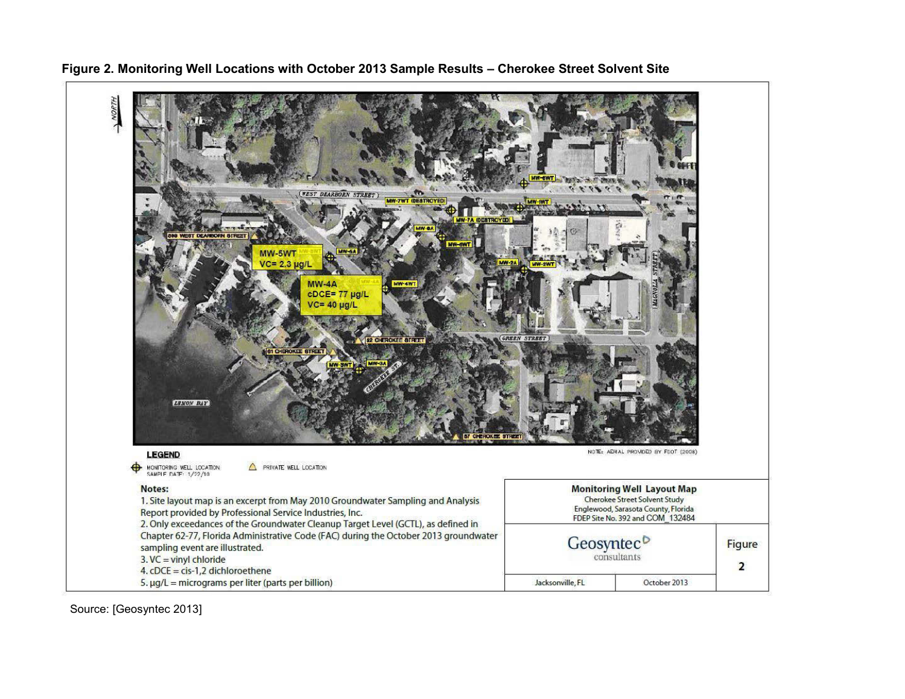**Figure 2. Monitoring Well Locations with October 2013 Sample Results – Cherokee Street Solvent Site**

NORTH

WEST DEARBORN STREET

MW-7WT (DESTROYED)

MW-6WT

MW-1WT

MW-7A (DESTROYED)

MW-8A

MW-8WT

560 WEST DEARBORN STREET

MW-5WT
VC= 2.3 µg/L

MW-6A

MW-2A

MW-2WT

MW-4A
cDCE= 77 µg/L
VC= 40 µg/L

MW-4WT

MAGNOLIA STREET

GREEN STREET

62 CHEROKEE STREET

61 CHEROKEE STREET

MW-3WT

MW-3A

CHEROKEE ST.

LEMON BAY

57 CHEROKEE STREET

NOTE: AERIAL PROVIDED BY FDOT (2008)

**LEGEND**

MONITORING WELL LOCATION
SAMPLE DATE: 1/22/10

PRIVATE WELL LOCATION

**Notes:**

1. Site layout map is an excerpt from May 2010 Groundwater Sampling and Analysis Report provided by Professional Service Industries, Inc.
2. Only exceedances of the Groundwater Cleanup Target Level (GCTL), as defined in Chapter 62-77, Florida Administrative Code (FAC) during the October 2013 groundwater sampling event are illustrated.
3. VC = vinyl chloride
4. cDCE = cis-1,2 dichloroethene
5. µg/L = micrograms per liter (parts per billion)

**Monitoring Well Layout Map**
Cherokee Street Solvent Study
Englewood, Sarasota County, Florida
FDEP Site No. 392 and COM_132484

Geosyntec consultants

Figure 2

Jacksonville, FL | October 2013

Source: [Geosyntec 2013]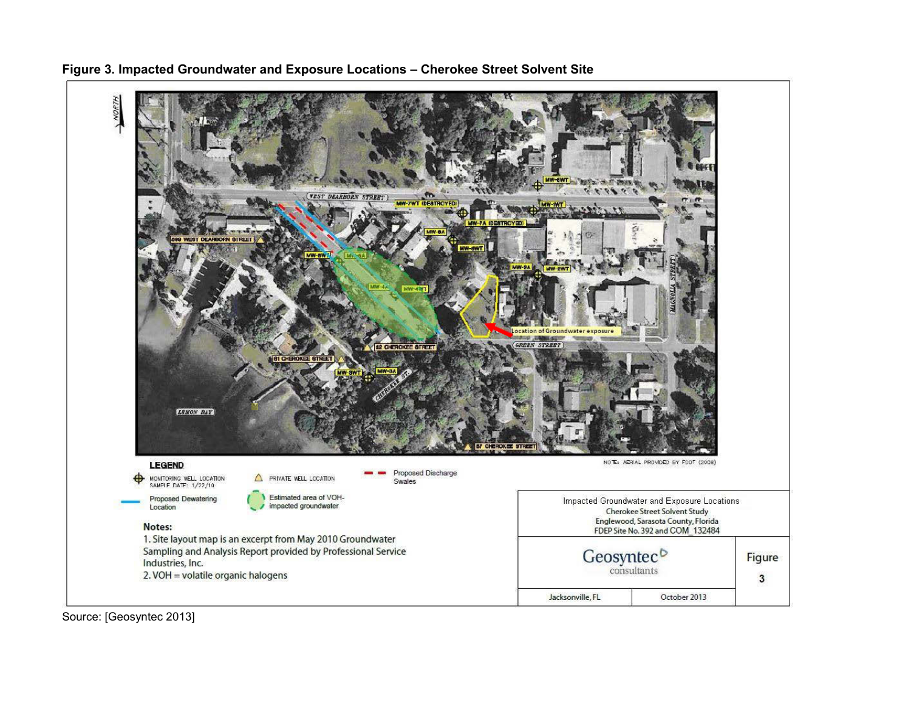**Figure 3. Impacted Groundwater and Exposure Locations – Cherokee Street Solvent Site**

NORTH

WEST DEARBORN STREET

MW-6WT

MW-7WT (DESTROYED)

MW-1WT

MW-7A (DESTROYED)

MW-6A

500 WEST DEARBORN STREET

MW-6WT

MW-5WT

MW-5A

MW-2A

MW-2WT

MW-4A

MW-4WT

MAGNOLIA STREET

Location of Groundwater exposure

62 CHEROKEE STREET

GREEN STREET

61 CHEROKEE STREET

MW-3WT

MW-3A

CHEROKEE ST.

LEMON BAY

57 CHEROKEE STREET

NOTE: AERIAL PROVIDED BY FDOT (2008)

**LEGEND**

MONITORING WELL LOCATION SAMPLE DATE: 1/22/10

PRIVATE WELL LOCATION

Proposed Discharge Swales

Proposed Dewatering Location

Estimated area of VOH-impacted groundwater

**Notes:**

1. Site layout map is an excerpt from May 2010 Groundwater Sampling and Analysis Report provided by Professional Service Industries, Inc.
2. VOH = volatile organic halogens

Impacted Groundwater and Exposure Locations
Cherokee Street Solvent Study
Englewood, Sarasota County, Florida
FDEP Site No. 392 and COM_132484

Geosyntec consultants

Figure 3

Jacksonville, FL

October 2013

Source: [Geosyntec 2013]